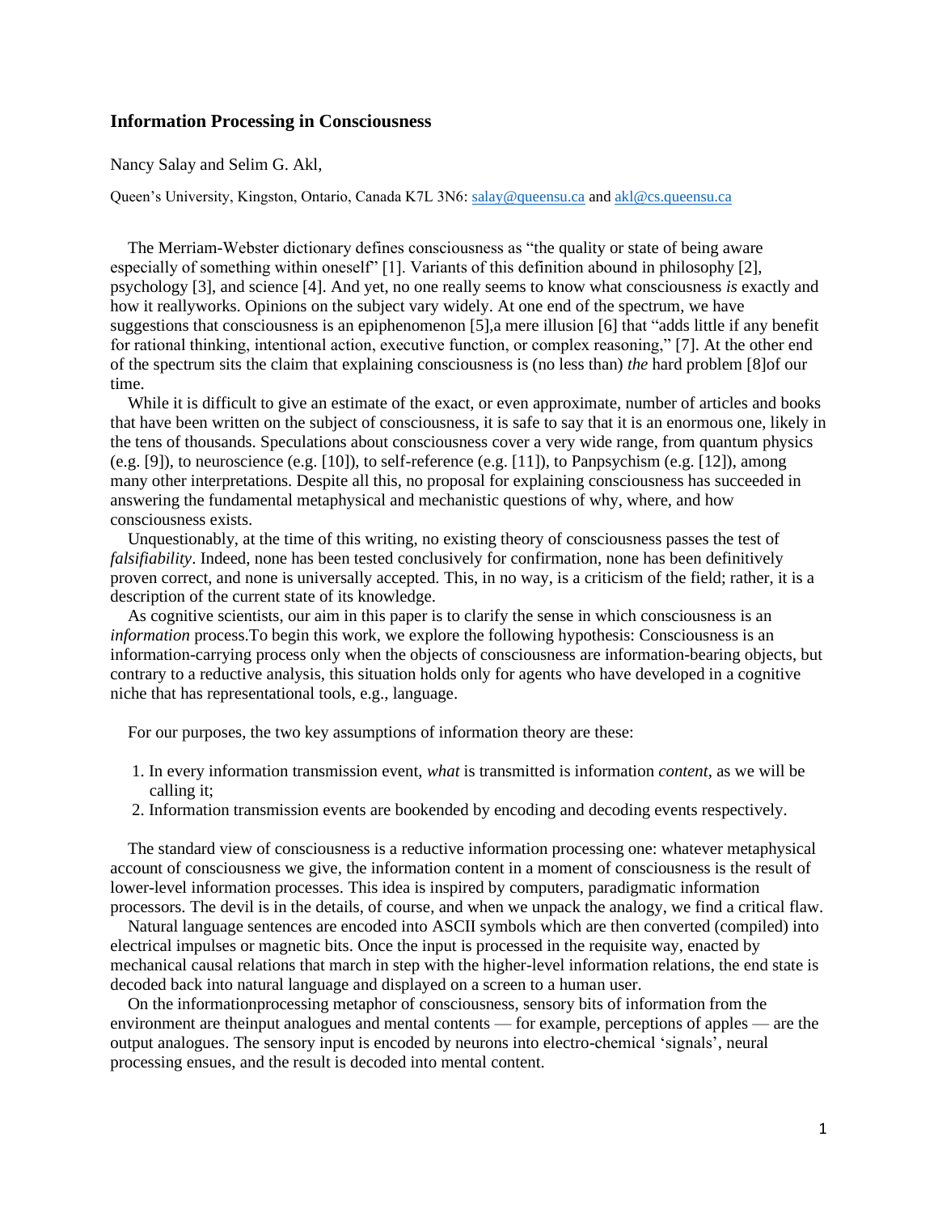# Information Processing in Consciousness

Nancy Salay and Selim G. Akl,

Queen's University, Kingston, Ontario, Canada K7L 3N6: salay@queensu.ca and akl@cs.queensu.ca

The Merriam-Webster dictionary defines consciousness as "the quality or state of being aware especially of something within oneself" [1]. Variants of this definition abound in philosophy [2], psychology [3], and science [4]. And yet, no one really seems to know what consciousness *is* exactly and how it reallyworks. Opinions on the subject vary widely. At one end of the spectrum, we have suggestions that consciousness is an epiphenomenon [5],a mere illusion [6] that "adds little if any benefit for rational thinking, intentional action, executive function, or complex reasoning," [7]. At the other end of the spectrum sits the claim that explaining consciousness is (no less than) *the* hard problem [8]of our time.

While it is difficult to give an estimate of the exact, or even approximate, number of articles and books that have been written on the subject of consciousness, it is safe to say that it is an enormous one, likely in the tens of thousands. Speculations about consciousness cover a very wide range, from quantum physics (e.g. [9]), to neuroscience (e.g. [10]), to self-reference (e.g. [11]), to Panpsychism (e.g. [12]), among many other interpretations. Despite all this, no proposal for explaining consciousness has succeeded in answering the fundamental metaphysical and mechanistic questions of why, where, and how consciousness exists.

Unquestionably, at the time of this writing, no existing theory of consciousness passes the test of *falsifiability*. Indeed, none has been tested conclusively for confirmation, none has been definitively proven correct, and none is universally accepted. This, in no way, is a criticism of the field; rather, it is a description of the current state of its knowledge.

As cognitive scientists, our aim in this paper is to clarify the sense in which consciousness is an *information* process.To begin this work, we explore the following hypothesis: Consciousness is an information-carrying process only when the objects of consciousness are information-bearing objects, but contrary to a reductive analysis, this situation holds only for agents who have developed in a cognitive niche that has representational tools, e.g., language.

For our purposes, the two key assumptions of information theory are these:

1. In every information transmission event, *what* is transmitted is information *content*, as we will be calling it;
2. Information transmission events are bookended by encoding and decoding events respectively.

The standard view of consciousness is a reductive information processing one: whatever metaphysical account of consciousness we give, the information content in a moment of consciousness is the result of lower-level information processes. This idea is inspired by computers, paradigmatic information processors. The devil is in the details, of course, and when we unpack the analogy, we find a critical flaw.

Natural language sentences are encoded into ASCII symbols which are then converted (compiled) into electrical impulses or magnetic bits. Once the input is processed in the requisite way, enacted by mechanical causal relations that march in step with the higher-level information relations, the end state is decoded back into natural language and displayed on a screen to a human user.

On the informationprocessing metaphor of consciousness, sensory bits of information from the environment are theinput analogues and mental contents — for example, perceptions of apples — are the output analogues. The sensory input is encoded by neurons into electro-chemical 'signals', neural processing ensues, and the result is decoded into mental content.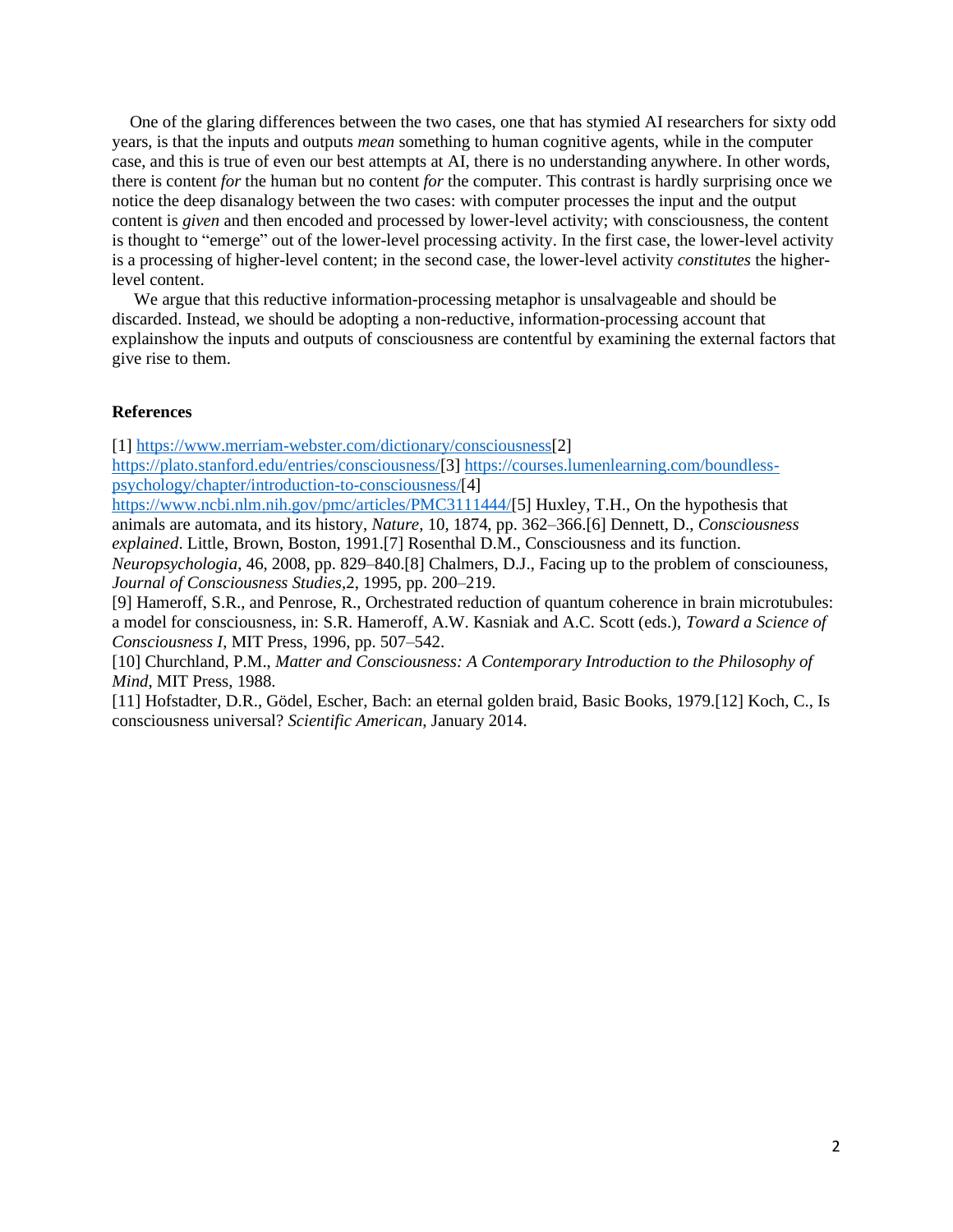One of the glaring differences between the two cases, one that has stymied AI researchers for sixty odd years, is that the inputs and outputs *mean* something to human cognitive agents, while in the computer case, and this is true of even our best attempts at AI, there is no understanding anywhere. In other words, there is content *for* the human but no content *for* the computer. This contrast is hardly surprising once we notice the deep disanalogy between the two cases: with computer processes the input and the output content is *given* and then encoded and processed by lower-level activity; with consciousness, the content is thought to "emerge" out of the lower-level processing activity. In the first case, the lower-level activity is a processing of higher-level content; in the second case, the lower-level activity *constitutes* the higher-level content.

We argue that this reductive information-processing metaphor is unsalvageable and should be discarded. Instead, we should be adopting a non-reductive, information-processing account that explainshow the inputs and outputs of consciousness are contentful by examining the external factors that give rise to them.

**References**

[1] https://www.merriam-webster.com/dictionary/consciousness[2] https://plato.stanford.edu/entries/consciousness/[3] https://courses.lumenlearning.com/boundless-psychology/chapter/introduction-to-consciousness/[4] https://www.ncbi.nlm.nih.gov/pmc/articles/PMC3111444/[5] Huxley, T.H., On the hypothesis that animals are automata, and its history, *Nature*, 10, 1874, pp. 362–366.[6] Dennett, D., *Consciousness explained*. Little, Brown, Boston, 1991.[7] Rosenthal D.M., Consciousness and its function. *Neuropsychologia*, 46, 2008, pp. 829–840.[8] Chalmers, D.J., Facing up to the problem of consciouness, *Journal of Consciousness Studies*,2, 1995, pp. 200–219.

[9] Hameroff, S.R., and Penrose, R., Orchestrated reduction of quantum coherence in brain microtubules: a model for consciousness, in: S.R. Hameroff, A.W. Kasniak and A.C. Scott (eds.), *Toward a Science of Consciousness I*, MIT Press, 1996, pp. 507–542.

[10] Churchland, P.M., *Matter and Consciousness: A Contemporary Introduction to the Philosophy of Mind*, MIT Press, 1988.

[11] Hofstadter, D.R., Gödel, Escher, Bach: an eternal golden braid, Basic Books, 1979.[12] Koch, C., Is consciousness universal? *Scientific American*, January 2014.